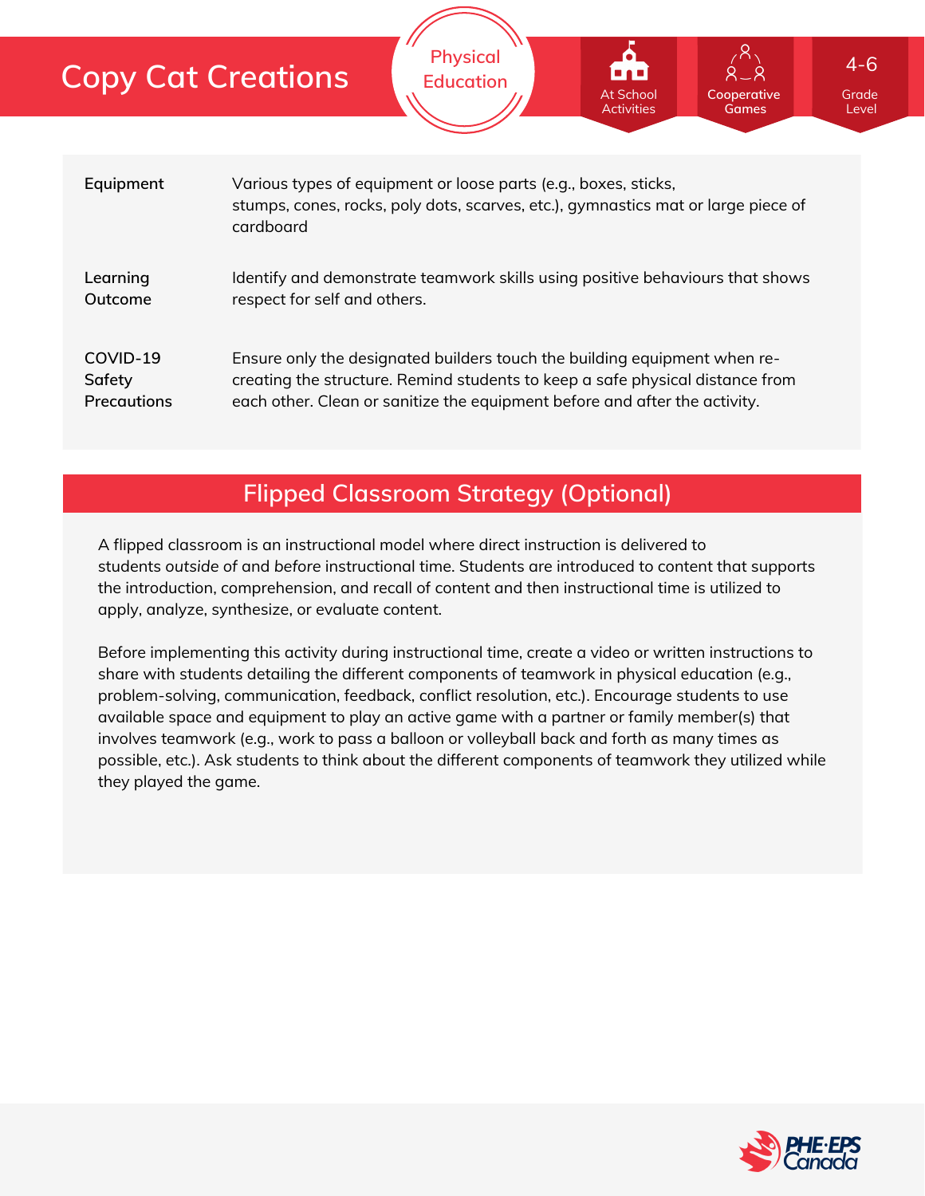# Copy Cat Creations

Physical Education

At School Activities | Cooperative Games | 4-6 Grade Level

| | |
|---|---|
| **Equipment** | Various types of equipment or loose parts (e.g., boxes, sticks, stumps, cones, rocks, poly dots, scarves, etc.), gymnastics mat or large piece of cardboard |
| **Learning Outcome** | Identify and demonstrate teamwork skills using positive behaviours that shows respect for self and others. |
| **COVID-19 Safety Precautions** | Ensure only the designated builders touch the building equipment when re-creating the structure. Remind students to keep a safe physical distance from each other. Clean or sanitize the equipment before and after the activity. |

## Flipped Classroom Strategy (Optional)

A flipped classroom is an instructional model where direct instruction is delivered to students *outside of* and *before* instructional time. Students are introduced to content that supports the introduction, comprehension, and recall of content and then instructional time is utilized to apply, analyze, synthesize, or evaluate content.

Before implementing this activity during instructional time, create a video or written instructions to share with students detailing the different components of teamwork in physical education (e.g., problem-solving, communication, feedback, conflict resolution, etc.). Encourage students to use available space and equipment to play an active game with a partner or family member(s) that involves teamwork (e.g., work to pass a balloon or volleyball back and forth as many times as possible, etc.). Ask students to think about the different components of teamwork they utilized while they played the game.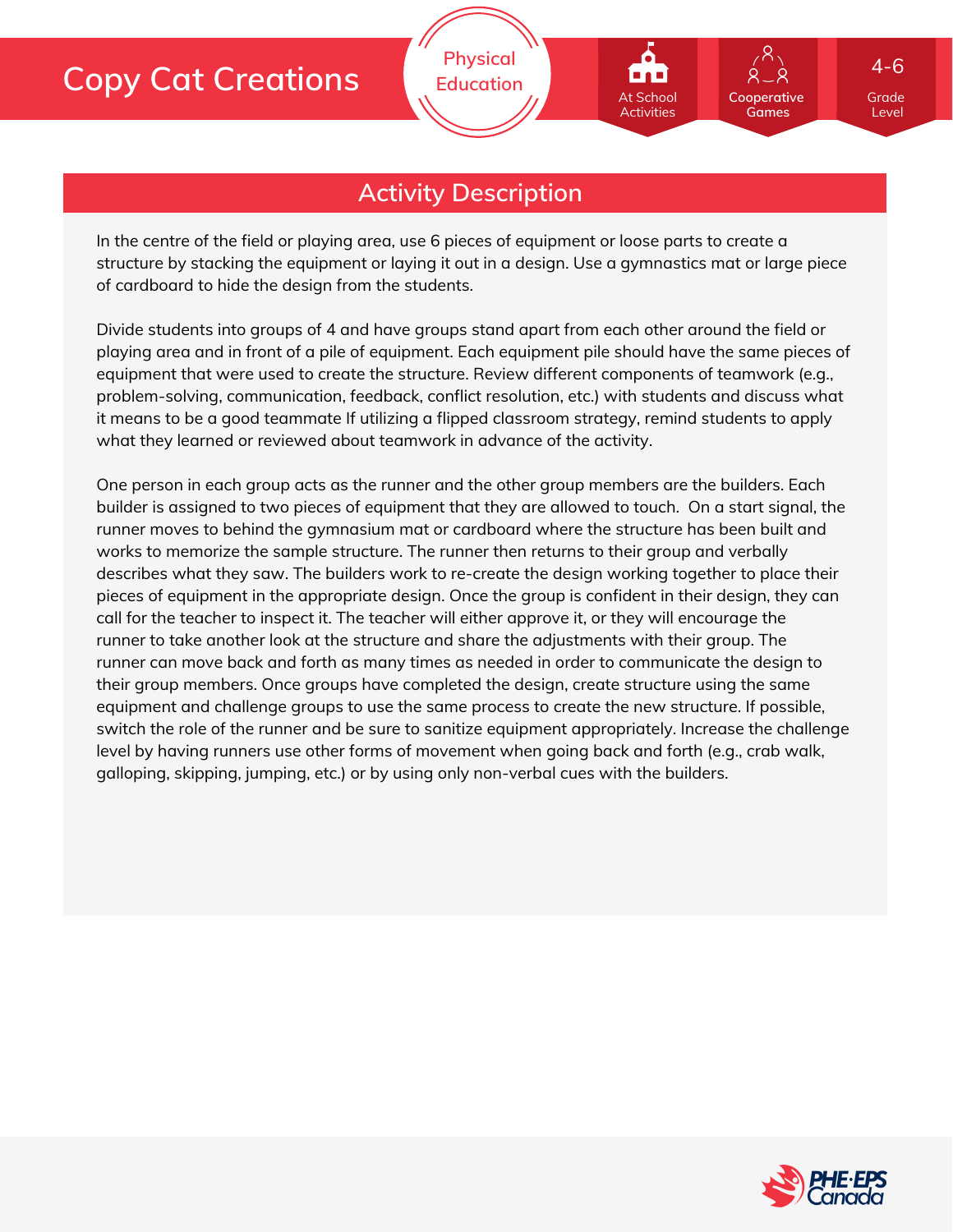# Copy Cat Creations

Physical Education

At School Activities | Cooperative Games | 4-6 Grade Level

## Activity Description

In the centre of the field or playing area, use 6 pieces of equipment or loose parts to create a structure by stacking the equipment or laying it out in a design. Use a gymnastics mat or large piece of cardboard to hide the design from the students.

Divide students into groups of 4 and have groups stand apart from each other around the field or playing area and in front of a pile of equipment. Each equipment pile should have the same pieces of equipment that were used to create the structure. Review different components of teamwork (e.g., problem-solving, communication, feedback, conflict resolution, etc.) with students and discuss what it means to be a good teammate If utilizing a flipped classroom strategy, remind students to apply what they learned or reviewed about teamwork in advance of the activity.

One person in each group acts as the runner and the other group members are the builders. Each builder is assigned to two pieces of equipment that they are allowed to touch.  On a start signal, the runner moves to behind the gymnasium mat or cardboard where the structure has been built and works to memorize the sample structure. The runner then returns to their group and verbally describes what they saw. The builders work to re-create the design working together to place their pieces of equipment in the appropriate design. Once the group is confident in their design, they can call for the teacher to inspect it. The teacher will either approve it, or they will encourage the runner to take another look at the structure and share the adjustments with their group. The runner can move back and forth as many times as needed in order to communicate the design to their group members. Once groups have completed the design, create structure using the same equipment and challenge groups to use the same process to create the new structure. If possible, switch the role of the runner and be sure to sanitize equipment appropriately. Increase the challenge level by having runners use other forms of movement when going back and forth (e.g., crab walk, galloping, skipping, jumping, etc.) or by using only non-verbal cues with the builders.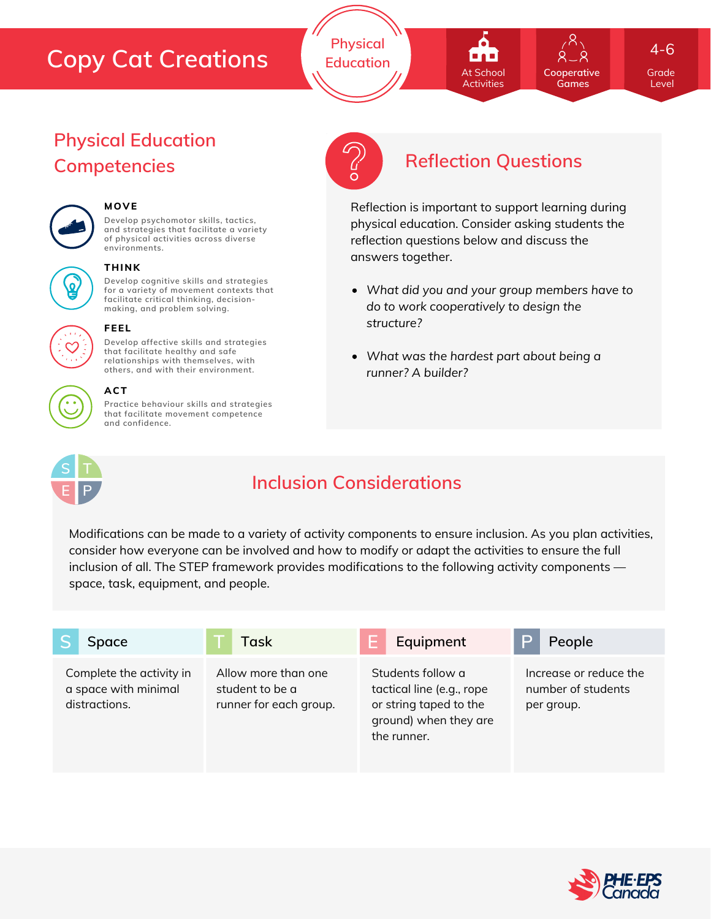# Copy Cat Creations

Physical Education

At School Activities | Cooperative Games | 4-6 Grade Level

## Physical Education Competencies

**MOVE**

Develop psychomotor skills, tactics, and strategies that facilitate a variety of physical activities across diverse environments.

**THINK**

Develop cognitive skills and strategies for a variety of movement contexts that facilitate critical thinking, decision-making, and problem solving.

**FEEL**

Develop affective skills and strategies that facilitate healthy and safe relationships with themselves, with others, and with their environment.

**ACT**

Practice behaviour skills and strategies that facilitate movement competence and confidence.

## Reflection Questions

Reflection is important to support learning during physical education. Consider asking students the reflection questions below and discuss the answers together.

- *What did you and your group members have to do to work cooperatively to design the structure?*
- *What was the hardest part about being a runner? A builder?*

## Inclusion Considerations

Modifications can be made to a variety of activity components to ensure inclusion. As you plan activities, consider how everyone can be involved and how to modify or adapt the activities to ensure the full inclusion of all. The STEP framework provides modifications to the following activity components — space, task, equipment, and people.

| S Space | T Task | E Equipment | P People |
|---|---|---|---|
| Complete the activity in a space with minimal distractions. | Allow more than one student to be a runner for each group. | Students follow a tactical line (e.g., rope or string taped to the ground) when they are the runner. | Increase or reduce the number of students per group. |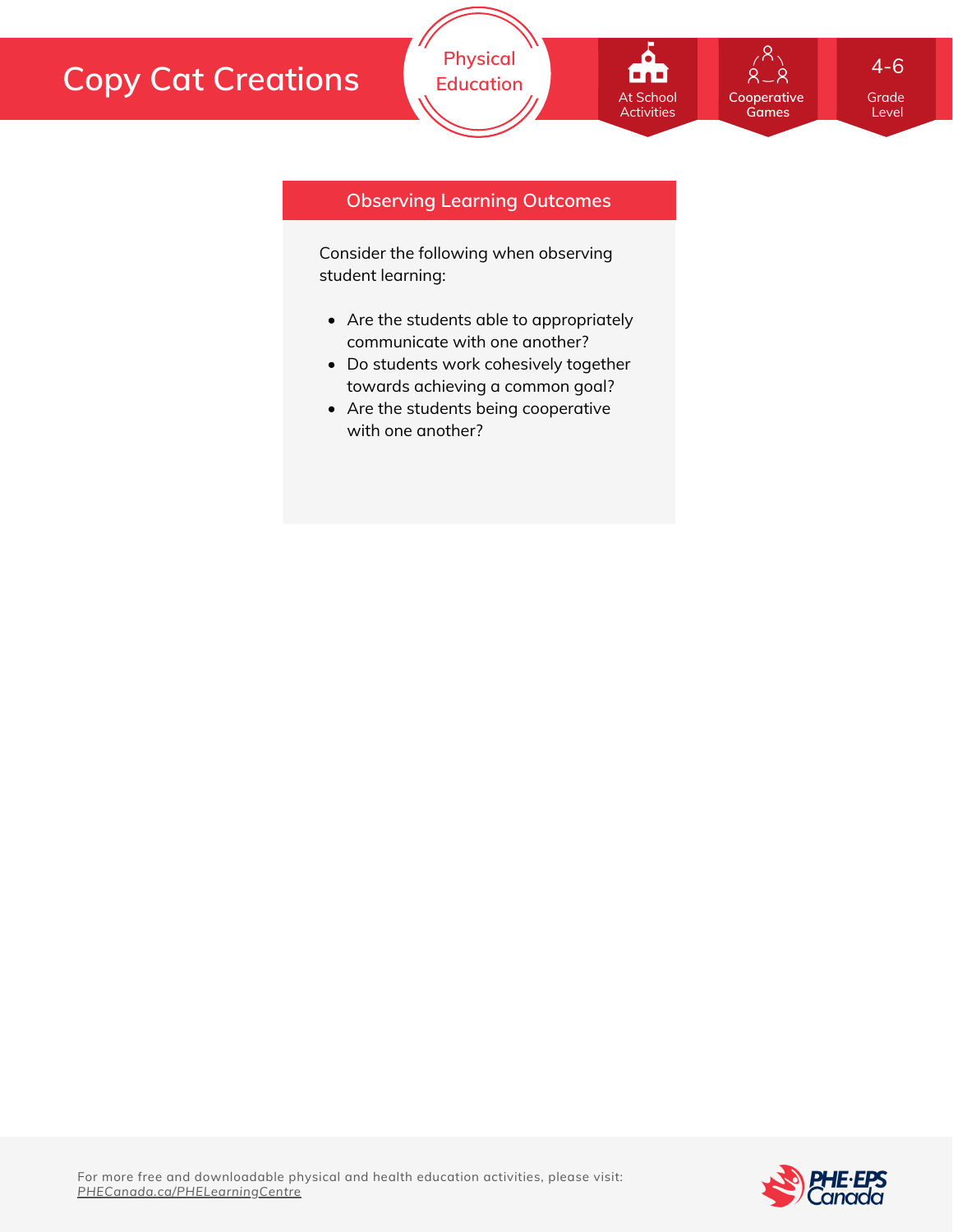# Copy Cat Creations

Physical Education

At School Activities

Cooperative Games

4-6 Grade Level

## Observing Learning Outcomes

Consider the following when observing student learning:

- Are the students able to appropriately communicate with one another?
- Do students work cohesively together towards achieving a common goal?
- Are the students being cooperative with one another?

For more free and downloadable physical and health education activities, please visit: PHECanada.ca/PHELearningCentre